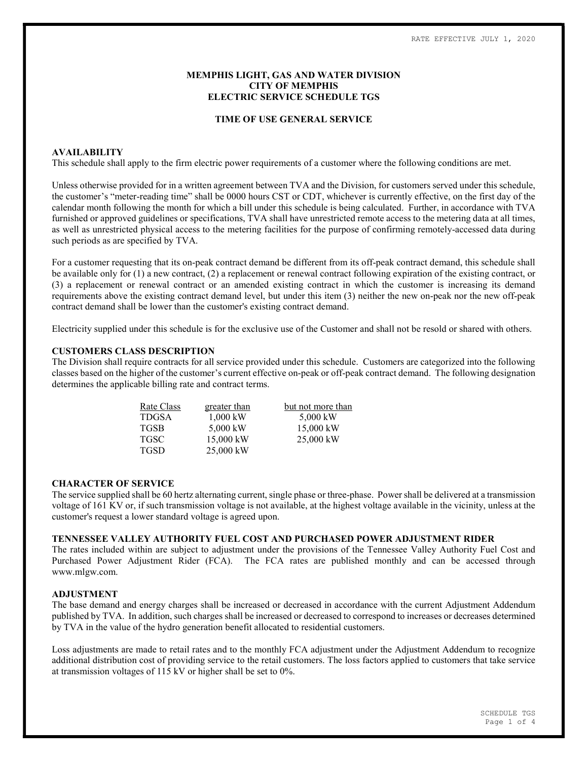RATE EFFECTIVE JULY 1, 2020

**MEMPHIS LIGHT, GAS AND WATER DIVISION**
**CITY OF MEMPHIS**
**ELECTRIC SERVICE SCHEDULE TGS**

**TIME OF USE GENERAL SERVICE**

## AVAILABILITY

This schedule shall apply to the firm electric power requirements of a customer where the following conditions are met.

Unless otherwise provided for in a written agreement between TVA and the Division, for customers served under this schedule, the customer's "meter-reading time" shall be 0000 hours CST or CDT, whichever is currently effective, on the first day of the calendar month following the month for which a bill under this schedule is being calculated. Further, in accordance with TVA furnished or approved guidelines or specifications, TVA shall have unrestricted remote access to the metering data at all times, as well as unrestricted physical access to the metering facilities for the purpose of confirming remotely-accessed data during such periods as are specified by TVA.

For a customer requesting that its on-peak contract demand be different from its off-peak contract demand, this schedule shall be available only for (1) a new contract, (2) a replacement or renewal contract following expiration of the existing contract, or (3) a replacement or renewal contract or an amended existing contract in which the customer is increasing its demand requirements above the existing contract demand level, but under this item (3) neither the new on-peak nor the new off-peak contract demand shall be lower than the customer's existing contract demand.

Electricity supplied under this schedule is for the exclusive use of the Customer and shall not be resold or shared with others.

## CUSTOMERS CLASS DESCRIPTION

The Division shall require contracts for all service provided under this schedule. Customers are categorized into the following classes based on the higher of the customer's current effective on-peak or off-peak contract demand. The following designation determines the applicable billing rate and contract terms.

| Rate Class | greater than | but not more than |
|---|---|---|
| TDGSA | 1,000 kW | 5,000 kW |
| TGSB | 5,000 kW | 15,000 kW |
| TGSC | 15,000 kW | 25,000 kW |
| TGSD | 25,000 kW | |

## CHARACTER OF SERVICE

The service supplied shall be 60 hertz alternating current, single phase or three-phase. Power shall be delivered at a transmission voltage of 161 KV or, if such transmission voltage is not available, at the highest voltage available in the vicinity, unless at the customer's request a lower standard voltage is agreed upon.

## TENNESSEE VALLEY AUTHORITY FUEL COST AND PURCHASED POWER ADJUSTMENT RIDER

The rates included within are subject to adjustment under the provisions of the Tennessee Valley Authority Fuel Cost and Purchased Power Adjustment Rider (FCA). The FCA rates are published monthly and can be accessed through www.mlgw.com.

## ADJUSTMENT

The base demand and energy charges shall be increased or decreased in accordance with the current Adjustment Addendum published by TVA. In addition, such charges shall be increased or decreased to correspond to increases or decreases determined by TVA in the value of the hydro generation benefit allocated to residential customers.

Loss adjustments are made to retail rates and to the monthly FCA adjustment under the Adjustment Addendum to recognize additional distribution cost of providing service to the retail customers. The loss factors applied to customers that take service at transmission voltages of 115 kV or higher shall be set to 0%.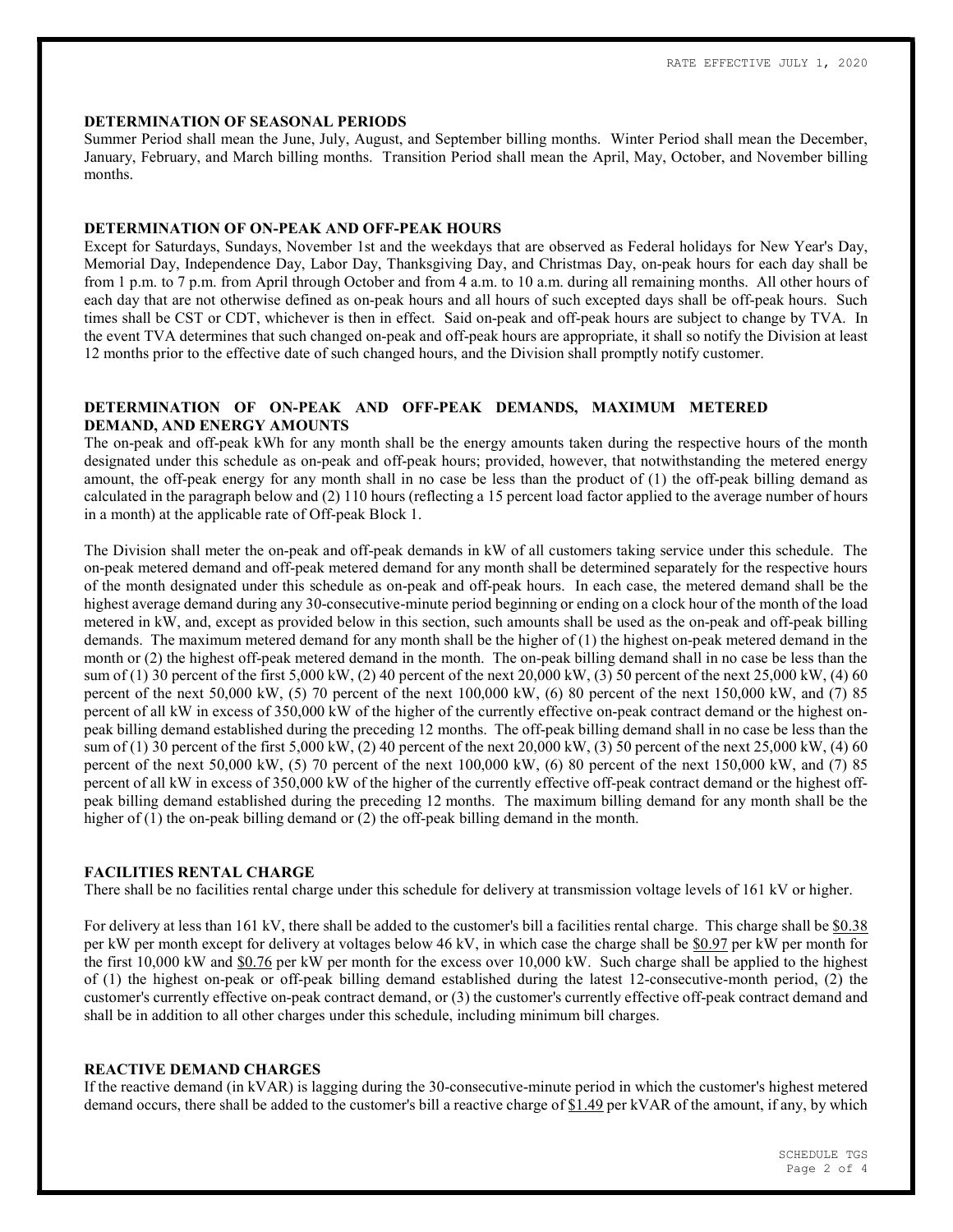## DETERMINATION OF SEASONAL PERIODS

Summer Period shall mean the June, July, August, and September billing months. Winter Period shall mean the December, January, February, and March billing months. Transition Period shall mean the April, May, October, and November billing months.

## DETERMINATION OF ON-PEAK AND OFF-PEAK HOURS

Except for Saturdays, Sundays, November 1st and the weekdays that are observed as Federal holidays for New Year's Day, Memorial Day, Independence Day, Labor Day, Thanksgiving Day, and Christmas Day, on-peak hours for each day shall be from 1 p.m. to 7 p.m. from April through October and from 4 a.m. to 10 a.m. during all remaining months. All other hours of each day that are not otherwise defined as on-peak hours and all hours of such excepted days shall be off-peak hours. Such times shall be CST or CDT, whichever is then in effect. Said on-peak and off-peak hours are subject to change by TVA. In the event TVA determines that such changed on-peak and off-peak hours are appropriate, it shall so notify the Division at least 12 months prior to the effective date of such changed hours, and the Division shall promptly notify customer.

## DETERMINATION OF ON-PEAK AND OFF-PEAK DEMANDS, MAXIMUM METERED DEMAND, AND ENERGY AMOUNTS

The on-peak and off-peak kWh for any month shall be the energy amounts taken during the respective hours of the month designated under this schedule as on-peak and off-peak hours; provided, however, that notwithstanding the metered energy amount, the off-peak energy for any month shall in no case be less than the product of (1) the off-peak billing demand as calculated in the paragraph below and (2) 110 hours (reflecting a 15 percent load factor applied to the average number of hours in a month) at the applicable rate of Off-peak Block 1.

The Division shall meter the on-peak and off-peak demands in kW of all customers taking service under this schedule. The on-peak metered demand and off-peak metered demand for any month shall be determined separately for the respective hours of the month designated under this schedule as on-peak and off-peak hours. In each case, the metered demand shall be the highest average demand during any 30-consecutive-minute period beginning or ending on a clock hour of the month of the load metered in kW, and, except as provided below in this section, such amounts shall be used as the on-peak and off-peak billing demands. The maximum metered demand for any month shall be the higher of (1) the highest on-peak metered demand in the month or (2) the highest off-peak metered demand in the month. The on-peak billing demand shall in no case be less than the sum of (1) 30 percent of the first 5,000 kW, (2) 40 percent of the next 20,000 kW, (3) 50 percent of the next 25,000 kW, (4) 60 percent of the next 50,000 kW, (5) 70 percent of the next 100,000 kW, (6) 80 percent of the next 150,000 kW, and (7) 85 percent of all kW in excess of 350,000 kW of the higher of the currently effective on-peak contract demand or the highest on-peak billing demand established during the preceding 12 months. The off-peak billing demand shall in no case be less than the sum of (1) 30 percent of the first 5,000 kW, (2) 40 percent of the next 20,000 kW, (3) 50 percent of the next 25,000 kW, (4) 60 percent of the next 50,000 kW, (5) 70 percent of the next 100,000 kW, (6) 80 percent of the next 150,000 kW, and (7) 85 percent of all kW in excess of 350,000 kW of the higher of the currently effective off-peak contract demand or the highest off-peak billing demand established during the preceding 12 months. The maximum billing demand for any month shall be the higher of (1) the on-peak billing demand or (2) the off-peak billing demand in the month.

## FACILITIES RENTAL CHARGE

There shall be no facilities rental charge under this schedule for delivery at transmission voltage levels of 161 kV or higher.

For delivery at less than 161 kV, there shall be added to the customer's bill a facilities rental charge. This charge shall be $0.38 per kW per month except for delivery at voltages below 46 kV, in which case the charge shall be $0.97 per kW per month for the first 10,000 kW and $0.76 per kW per month for the excess over 10,000 kW. Such charge shall be applied to the highest of (1) the highest on-peak or off-peak billing demand established during the latest 12-consecutive-month period, (2) the customer's currently effective on-peak contract demand, or (3) the customer's currently effective off-peak contract demand and shall be in addition to all other charges under this schedule, including minimum bill charges.

## REACTIVE DEMAND CHARGES

If the reactive demand (in kVAR) is lagging during the 30-consecutive-minute period in which the customer's highest metered demand occurs, there shall be added to the customer's bill a reactive charge of $1.49 per kVAR of the amount, if any, by which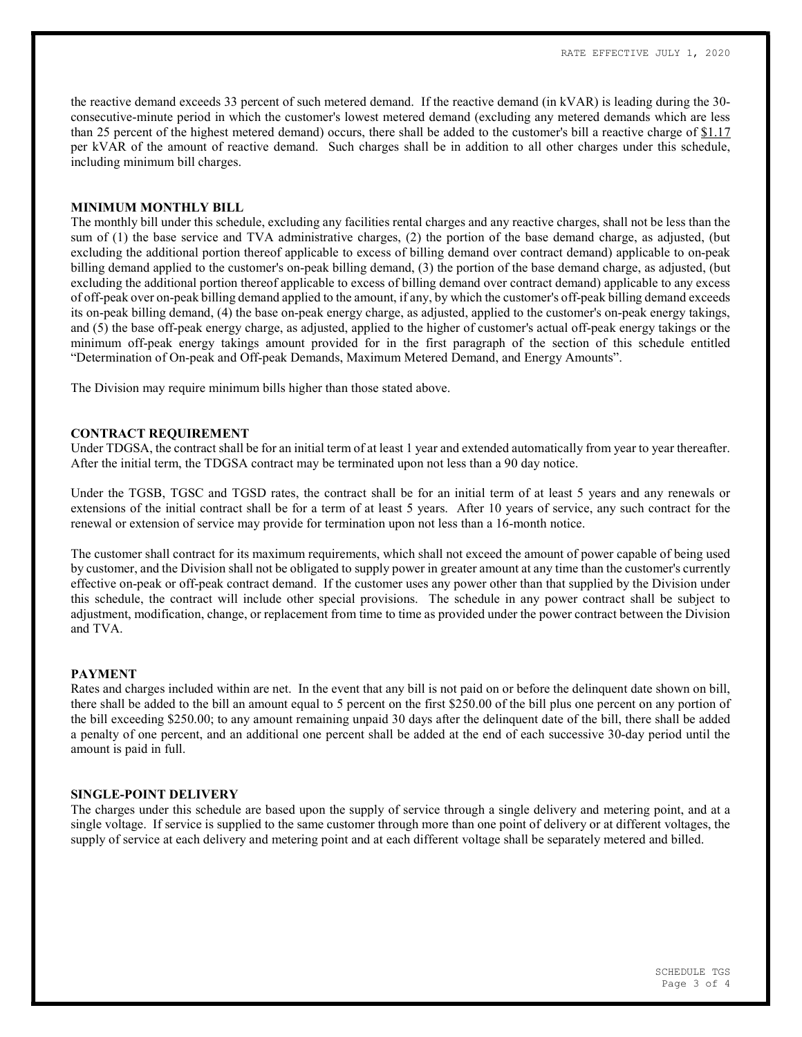the reactive demand exceeds 33 percent of such metered demand. If the reactive demand (in kVAR) is leading during the 30-consecutive-minute period in which the customer's lowest metered demand (excluding any metered demands which are less than 25 percent of the highest metered demand) occurs, there shall be added to the customer's bill a reactive charge of $1.17 per kVAR of the amount of reactive demand. Such charges shall be in addition to all other charges under this schedule, including minimum bill charges.

**MINIMUM MONTHLY BILL**

The monthly bill under this schedule, excluding any facilities rental charges and any reactive charges, shall not be less than the sum of (1) the base service and TVA administrative charges, (2) the portion of the base demand charge, as adjusted, (but excluding the additional portion thereof applicable to excess of billing demand over contract demand) applicable to on-peak billing demand applied to the customer's on-peak billing demand, (3) the portion of the base demand charge, as adjusted, (but excluding the additional portion thereof applicable to excess of billing demand over contract demand) applicable to any excess of off-peak over on-peak billing demand applied to the amount, if any, by which the customer's off-peak billing demand exceeds its on-peak billing demand, (4) the base on-peak energy charge, as adjusted, applied to the customer's on-peak energy takings, and (5) the base off-peak energy charge, as adjusted, applied to the higher of customer's actual off-peak energy takings or the minimum off-peak energy takings amount provided for in the first paragraph of the section of this schedule entitled "Determination of On-peak and Off-peak Demands, Maximum Metered Demand, and Energy Amounts".

The Division may require minimum bills higher than those stated above.

**CONTRACT REQUIREMENT**

Under TDGSA, the contract shall be for an initial term of at least 1 year and extended automatically from year to year thereafter. After the initial term, the TDGSA contract may be terminated upon not less than a 90 day notice.

Under the TGSB, TGSC and TGSD rates, the contract shall be for an initial term of at least 5 years and any renewals or extensions of the initial contract shall be for a term of at least 5 years. After 10 years of service, any such contract for the renewal or extension of service may provide for termination upon not less than a 16-month notice.

The customer shall contract for its maximum requirements, which shall not exceed the amount of power capable of being used by customer, and the Division shall not be obligated to supply power in greater amount at any time than the customer's currently effective on-peak or off-peak contract demand. If the customer uses any power other than that supplied by the Division under this schedule, the contract will include other special provisions. The schedule in any power contract shall be subject to adjustment, modification, change, or replacement from time to time as provided under the power contract between the Division and TVA.

**PAYMENT**

Rates and charges included within are net. In the event that any bill is not paid on or before the delinquent date shown on bill, there shall be added to the bill an amount equal to 5 percent on the first $250.00 of the bill plus one percent on any portion of the bill exceeding $250.00; to any amount remaining unpaid 30 days after the delinquent date of the bill, there shall be added a penalty of one percent, and an additional one percent shall be added at the end of each successive 30-day period until the amount is paid in full.

**SINGLE-POINT DELIVERY**

The charges under this schedule are based upon the supply of service through a single delivery and metering point, and at a single voltage. If service is supplied to the same customer through more than one point of delivery or at different voltages, the supply of service at each delivery and metering point and at each different voltage shall be separately metered and billed.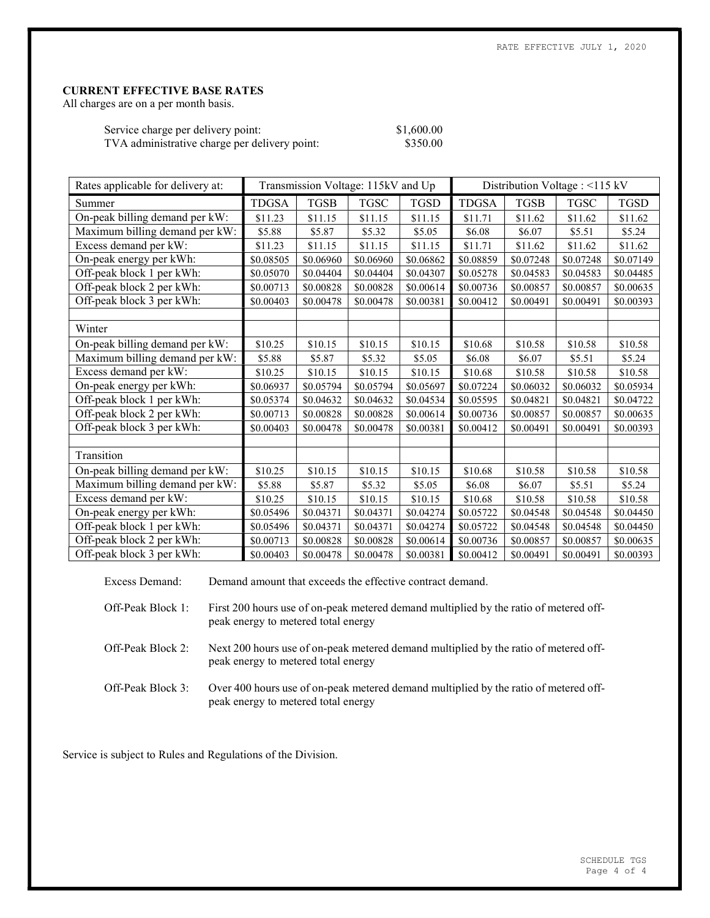**CURRENT EFFECTIVE BASE RATES**
All charges are on a per month basis.

Service charge per delivery point: $1,600.00
TVA administrative charge per delivery point: $350.00

| Rates applicable for delivery at: | Transmission Voltage: 115kV and Up | | | | Distribution Voltage : <115 kV | | | |
|---|---|---|---|---|---|---|---|---|
| Summer | TDGSA | TGSB | TGSC | TGSD | TDGSA | TGSB | TGSC | TGSD |
| On-peak billing demand per kW: | $11.23 | $11.15 | $11.15 | $11.15 | $11.71 | $11.62 | $11.62 | $11.62 |
| Maximum billing demand per kW: | $5.88 | $5.87 | $5.32 | $5.05 | $6.08 | $6.07 | $5.51 | $5.24 |
| Excess demand per kW: | $11.23 | $11.15 | $11.15 | $11.15 | $11.71 | $11.62 | $11.62 | $11.62 |
| On-peak energy per kWh: | $0.08505 | $0.06960 | $0.06960 | $0.06862 | $0.08859 | $0.07248 | $0.07248 | $0.07149 |
| Off-peak block 1 per kWh: | $0.05070 | $0.04404 | $0.04404 | $0.04307 | $0.05278 | $0.04583 | $0.04583 | $0.04485 |
| Off-peak block 2 per kWh: | $0.00713 | $0.00828 | $0.00828 | $0.00614 | $0.00736 | $0.00857 | $0.00857 | $0.00635 |
| Off-peak block 3 per kWh: | $0.00403 | $0.00478 | $0.00478 | $0.00381 | $0.00412 | $0.00491 | $0.00491 | $0.00393 |
| | | | | | | | | |
| Winter | | | | | | | | |
| On-peak billing demand per kW: | $10.25 | $10.15 | $10.15 | $10.15 | $10.68 | $10.58 | $10.58 | $10.58 |
| Maximum billing demand per kW: | $5.88 | $5.87 | $5.32 | $5.05 | $6.08 | $6.07 | $5.51 | $5.24 |
| Excess demand per kW: | $10.25 | $10.15 | $10.15 | $10.15 | $10.68 | $10.58 | $10.58 | $10.58 |
| On-peak energy per kWh: | $0.06937 | $0.05794 | $0.05794 | $0.05697 | $0.07224 | $0.06032 | $0.06032 | $0.05934 |
| Off-peak block 1 per kWh: | $0.05374 | $0.04632 | $0.04632 | $0.04534 | $0.05595 | $0.04821 | $0.04821 | $0.04722 |
| Off-peak block 2 per kWh: | $0.00713 | $0.00828 | $0.00828 | $0.00614 | $0.00736 | $0.00857 | $0.00857 | $0.00635 |
| Off-peak block 3 per kWh: | $0.00403 | $0.00478 | $0.00478 | $0.00381 | $0.00412 | $0.00491 | $0.00491 | $0.00393 |
| | | | | | | | | |
| Transition | | | | | | | | |
| On-peak billing demand per kW: | $10.25 | $10.15 | $10.15 | $10.15 | $10.68 | $10.58 | $10.58 | $10.58 |
| Maximum billing demand per kW: | $5.88 | $5.87 | $5.32 | $5.05 | $6.08 | $6.07 | $5.51 | $5.24 |
| Excess demand per kW: | $10.25 | $10.15 | $10.15 | $10.15 | $10.68 | $10.58 | $10.58 | $10.58 |
| On-peak energy per kWh: | $0.05496 | $0.04371 | $0.04371 | $0.04274 | $0.05722 | $0.04548 | $0.04548 | $0.04450 |
| Off-peak block 1 per kWh: | $0.05496 | $0.04371 | $0.04371 | $0.04274 | $0.05722 | $0.04548 | $0.04548 | $0.04450 |
| Off-peak block 2 per kWh: | $0.00713 | $0.00828 | $0.00828 | $0.00614 | $0.00736 | $0.00857 | $0.00857 | $0.00635 |
| Off-peak block 3 per kWh: | $0.00403 | $0.00478 | $0.00478 | $0.00381 | $0.00412 | $0.00491 | $0.00491 | $0.00393 |

Excess Demand: Demand amount that exceeds the effective contract demand.

Off-Peak Block 1: First 200 hours use of on-peak metered demand multiplied by the ratio of metered off-peak energy to metered total energy

Off-Peak Block 2: Next 200 hours use of on-peak metered demand multiplied by the ratio of metered off-peak energy to metered total energy

Off-Peak Block 3: Over 400 hours use of on-peak metered demand multiplied by the ratio of metered off-peak energy to metered total energy

Service is subject to Rules and Regulations of the Division.